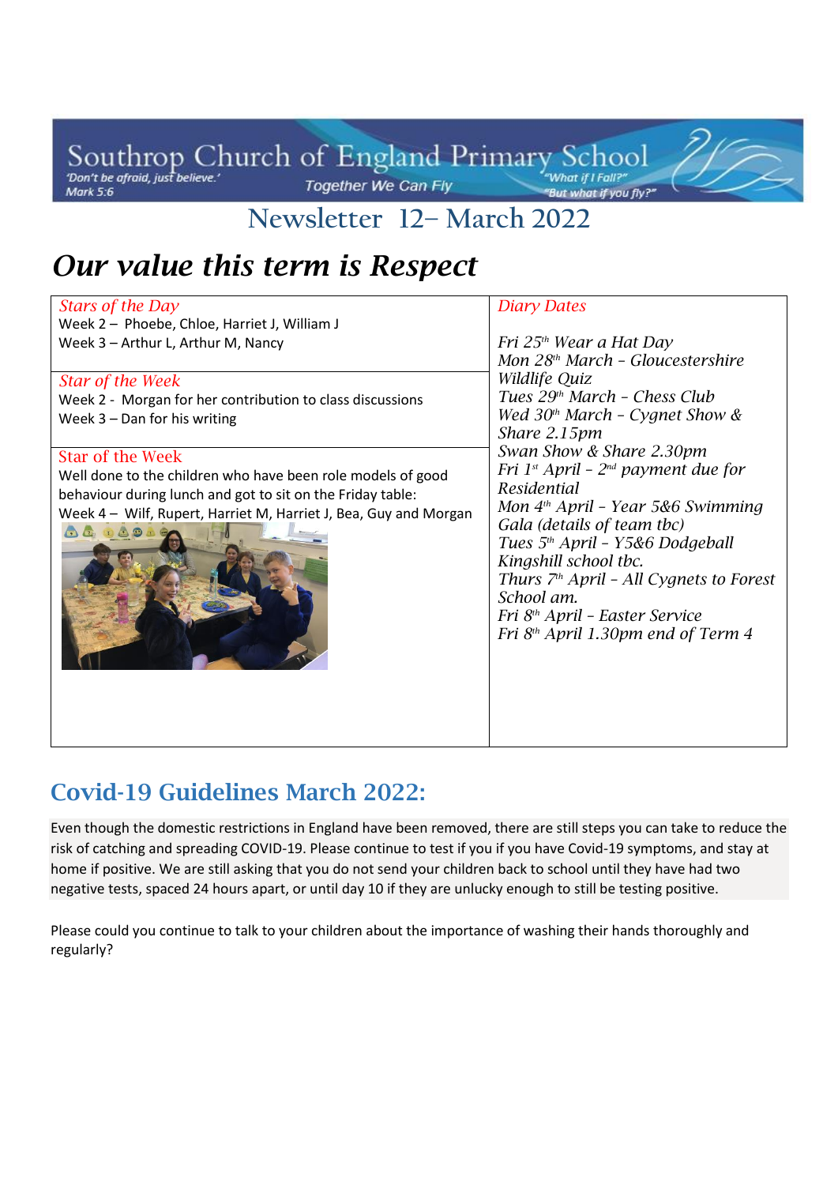# Southrop Church of England Primary School

'Don't be afraid, just believe.' Mark 5:6

Together We Can Fly

"What if I Fall?" "But what if you fly?"

## Newsletter 12– March 2022

# *Our value this term is Respect*

*Stars of the Day*

Week 2 – Phoebe, Chloe, Harriet J, William J

Week 3 – Arthur L, Arthur M, Nancy

*Star of the Week*

Week 2 - Morgan for her contribution to class discussions

Week 3 – Dan for his writing

Star of the Week

Well done to the children who have been role models of good behaviour during lunch and got to sit on the Friday table:

Week 4 – Wilf, Rupert, Harriet M, Harriet J, Bea, Guy and Morgan

*Diary Dates*

*Fri 25th Wear a Hat Day*

*Mon 28th March - Gloucestershire Wildlife Quiz*

*Tues 29th March - Chess Club*

*Wed 30th March - Cygnet Show & Share 2.15pm*

*Swan Show & Share 2.30pm*

*Fri 1st April - 2nd payment due for Residential*

*Mon 4th April - Year 5&6 Swimming Gala (details of team tbc)*

*Tues 5th April - Y5&6 Dodgeball Kingshill school tbc.*

*Thurs 7th April - All Cygnets to Forest School am.*

*Fri 8th April - Easter Service*

*Fri 8th April 1.30pm end of Term 4*

## Covid-19 Guidelines March 2022:

Even though the domestic restrictions in England have been removed, there are still steps you can take to reduce the risk of catching and spreading COVID-19. Please continue to test if you if you have Covid-19 symptoms, and stay at home if positive. We are still asking that you do not send your children back to school until they have had two negative tests, spaced 24 hours apart, or until day 10 if they are unlucky enough to still be testing positive.

Please could you continue to talk to your children about the importance of washing their hands thoroughly and regularly?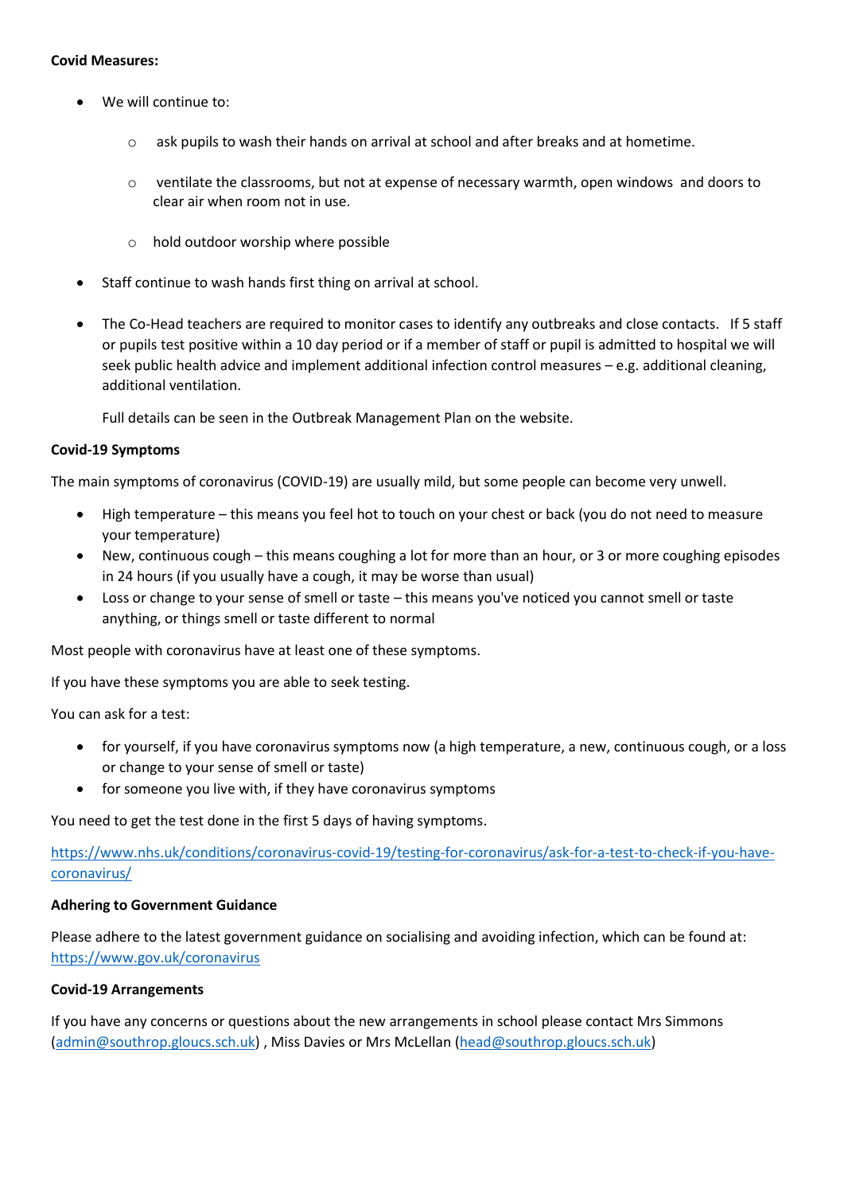**Covid Measures:**

- We will continue to:
    - ask pupils to wash their hands on arrival at school and after breaks and at hometime.
    - ventilate the classrooms, but not at expense of necessary warmth, open windows and doors to clear air when room not in use.
    - hold outdoor worship where possible
- Staff continue to wash hands first thing on arrival at school.
- The Co-Head teachers are required to monitor cases to identify any outbreaks and close contacts. If 5 staff or pupils test positive within a 10 day period or if a member of staff or pupil is admitted to hospital we will seek public health advice and implement additional infection control measures – e.g. additional cleaning, additional ventilation.

  Full details can be seen in the Outbreak Management Plan on the website.

**Covid-19 Symptoms**

The main symptoms of coronavirus (COVID-19) are usually mild, but some people can become very unwell.

- High temperature – this means you feel hot to touch on your chest or back (you do not need to measure your temperature)
- New, continuous cough – this means coughing a lot for more than an hour, or 3 or more coughing episodes in 24 hours (if you usually have a cough, it may be worse than usual)
- Loss or change to your sense of smell or taste – this means you've noticed you cannot smell or taste anything, or things smell or taste different to normal

Most people with coronavirus have at least one of these symptoms.

If you have these symptoms you are able to seek testing.

You can ask for a test:

- for yourself, if you have coronavirus symptoms now (a high temperature, a new, continuous cough, or a loss or change to your sense of smell or taste)
- for someone you live with, if they have coronavirus symptoms

You need to get the test done in the first 5 days of having symptoms.

https://www.nhs.uk/conditions/coronavirus-covid-19/testing-for-coronavirus/ask-for-a-test-to-check-if-you-have-coronavirus/

**Adhering to Government Guidance**

Please adhere to the latest government guidance on socialising and avoiding infection, which can be found at: https://www.gov.uk/coronavirus

**Covid-19 Arrangements**

If you have any concerns or questions about the new arrangements in school please contact Mrs Simmons (admin@southrop.gloucs.sch.uk) , Miss Davies or Mrs McLellan (head@southrop.gloucs.sch.uk)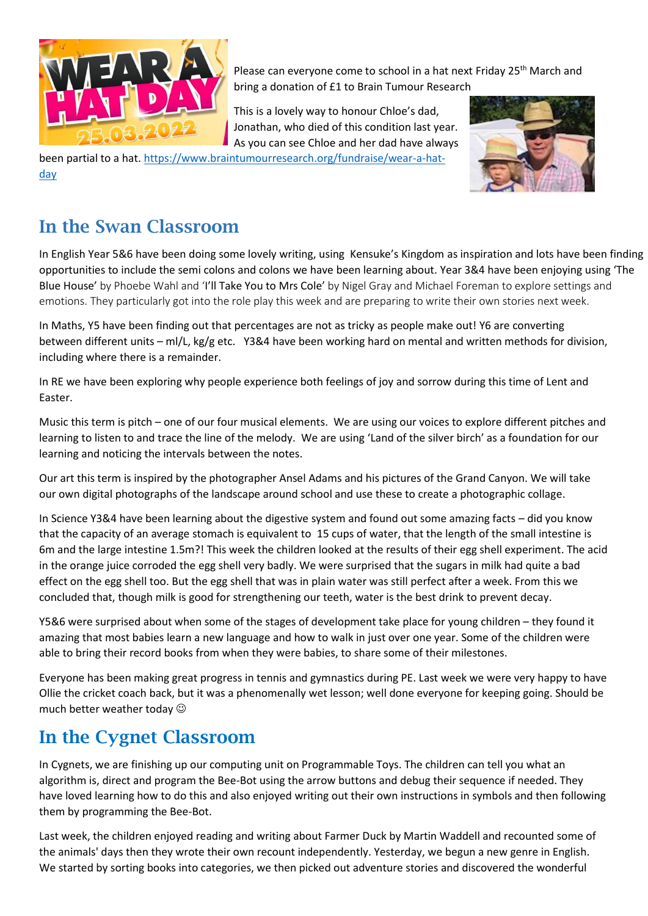Please can everyone come to school in a hat next Friday 25th March and bring a donation of £1 to Brain Tumour Research

This is a lovely way to honour Chloe's dad, Jonathan, who died of this condition last year. As you can see Chloe and her dad have always been partial to a hat. https://www.braintumourresearch.org/fundraise/wear-a-hat-day

## In the Swan Classroom

In English Year 5&6 have been doing some lovely writing, using Kensuke's Kingdom as inspiration and lots have been finding opportunities to include the semi colons and colons we have been learning about. Year 3&4 have been enjoying using 'The Blue House' by Phoebe Wahl and 'I'll Take You to Mrs Cole' by Nigel Gray and Michael Foreman to explore settings and emotions. They particularly got into the role play this week and are preparing to write their own stories next week.

In Maths, Y5 have been finding out that percentages are not as tricky as people make out! Y6 are converting between different units – ml/L, kg/g etc. Y3&4 have been working hard on mental and written methods for division, including where there is a remainder.

In RE we have been exploring why people experience both feelings of joy and sorrow during this time of Lent and Easter.

Music this term is pitch – one of our four musical elements. We are using our voices to explore different pitches and learning to listen to and trace the line of the melody. We are using 'Land of the silver birch' as a foundation for our learning and noticing the intervals between the notes.

Our art this term is inspired by the photographer Ansel Adams and his pictures of the Grand Canyon. We will take our own digital photographs of the landscape around school and use these to create a photographic collage.

In Science Y3&4 have been learning about the digestive system and found out some amazing facts – did you know that the capacity of an average stomach is equivalent to 15 cups of water, that the length of the small intestine is 6m and the large intestine 1.5m?! This week the children looked at the results of their egg shell experiment. The acid in the orange juice corroded the egg shell very badly. We were surprised that the sugars in milk had quite a bad effect on the egg shell too. But the egg shell that was in plain water was still perfect after a week. From this we concluded that, though milk is good for strengthening our teeth, water is the best drink to prevent decay.

Y5&6 were surprised about when some of the stages of development take place for young children – they found it amazing that most babies learn a new language and how to walk in just over one year. Some of the children were able to bring their record books from when they were babies, to share some of their milestones.

Everyone has been making great progress in tennis and gymnastics during PE. Last week we were very happy to have Ollie the cricket coach back, but it was a phenomenally wet lesson; well done everyone for keeping going. Should be much better weather today ☺

## In the Cygnet Classroom

In Cygnets, we are finishing up our computing unit on Programmable Toys. The children can tell you what an algorithm is, direct and program the Bee-Bot using the arrow buttons and debug their sequence if needed. They have loved learning how to do this and also enjoyed writing out their own instructions in symbols and then following them by programming the Bee-Bot.

Last week, the children enjoyed reading and writing about Farmer Duck by Martin Waddell and recounted some of the animals' days then they wrote their own recount independently. Yesterday, we begun a new genre in English. We started by sorting books into categories, we then picked out adventure stories and discovered the wonderful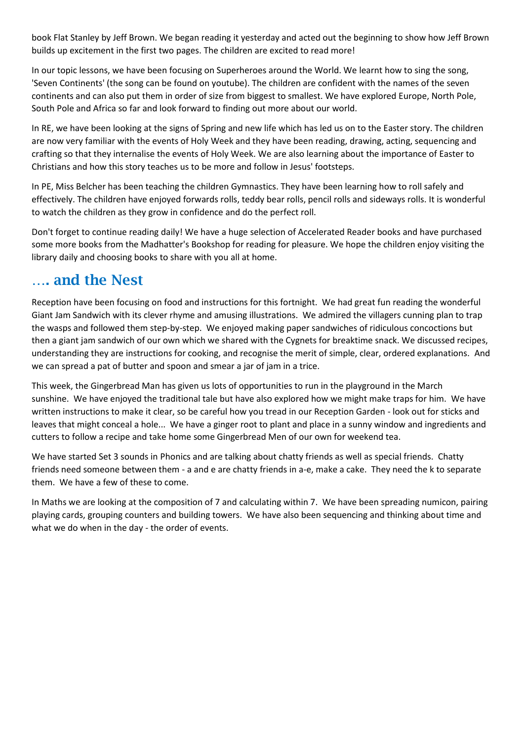book Flat Stanley by Jeff Brown. We began reading it yesterday and acted out the beginning to show how Jeff Brown builds up excitement in the first two pages. The children are excited to read more!

In our topic lessons, we have been focusing on Superheroes around the World. We learnt how to sing the song, 'Seven Continents' (the song can be found on youtube). The children are confident with the names of the seven continents and can also put them in order of size from biggest to smallest. We have explored Europe, North Pole, South Pole and Africa so far and look forward to finding out more about our world.

In RE, we have been looking at the signs of Spring and new life which has led us on to the Easter story. The children are now very familiar with the events of Holy Week and they have been reading, drawing, acting, sequencing and crafting so that they internalise the events of Holy Week. We are also learning about the importance of Easter to Christians and how this story teaches us to be more and follow in Jesus' footsteps.

In PE, Miss Belcher has been teaching the children Gymnastics. They have been learning how to roll safely and effectively. The children have enjoyed forwards rolls, teddy bear rolls, pencil rolls and sideways rolls. It is wonderful to watch the children as they grow in confidence and do the perfect roll.

Don't forget to continue reading daily! We have a huge selection of Accelerated Reader books and have purchased some more books from the Madhatter's Bookshop for reading for pleasure. We hope the children enjoy visiting the library daily and choosing books to share with you all at home.

## …. and the Nest

Reception have been focusing on food and instructions for this fortnight. We had great fun reading the wonderful Giant Jam Sandwich with its clever rhyme and amusing illustrations. We admired the villagers cunning plan to trap the wasps and followed them step-by-step. We enjoyed making paper sandwiches of ridiculous concoctions but then a giant jam sandwich of our own which we shared with the Cygnets for breaktime snack. We discussed recipes, understanding they are instructions for cooking, and recognise the merit of simple, clear, ordered explanations. And we can spread a pat of butter and spoon and smear a jar of jam in a trice.

This week, the Gingerbread Man has given us lots of opportunities to run in the playground in the March sunshine. We have enjoyed the traditional tale but have also explored how we might make traps for him. We have written instructions to make it clear, so be careful how you tread in our Reception Garden - look out for sticks and leaves that might conceal a hole... We have a ginger root to plant and place in a sunny window and ingredients and cutters to follow a recipe and take home some Gingerbread Men of our own for weekend tea.

We have started Set 3 sounds in Phonics and are talking about chatty friends as well as special friends. Chatty friends need someone between them - a and e are chatty friends in a-e, make a cake. They need the k to separate them. We have a few of these to come.

In Maths we are looking at the composition of 7 and calculating within 7. We have been spreading numicon, pairing playing cards, grouping counters and building towers. We have also been sequencing and thinking about time and what we do when in the day - the order of events.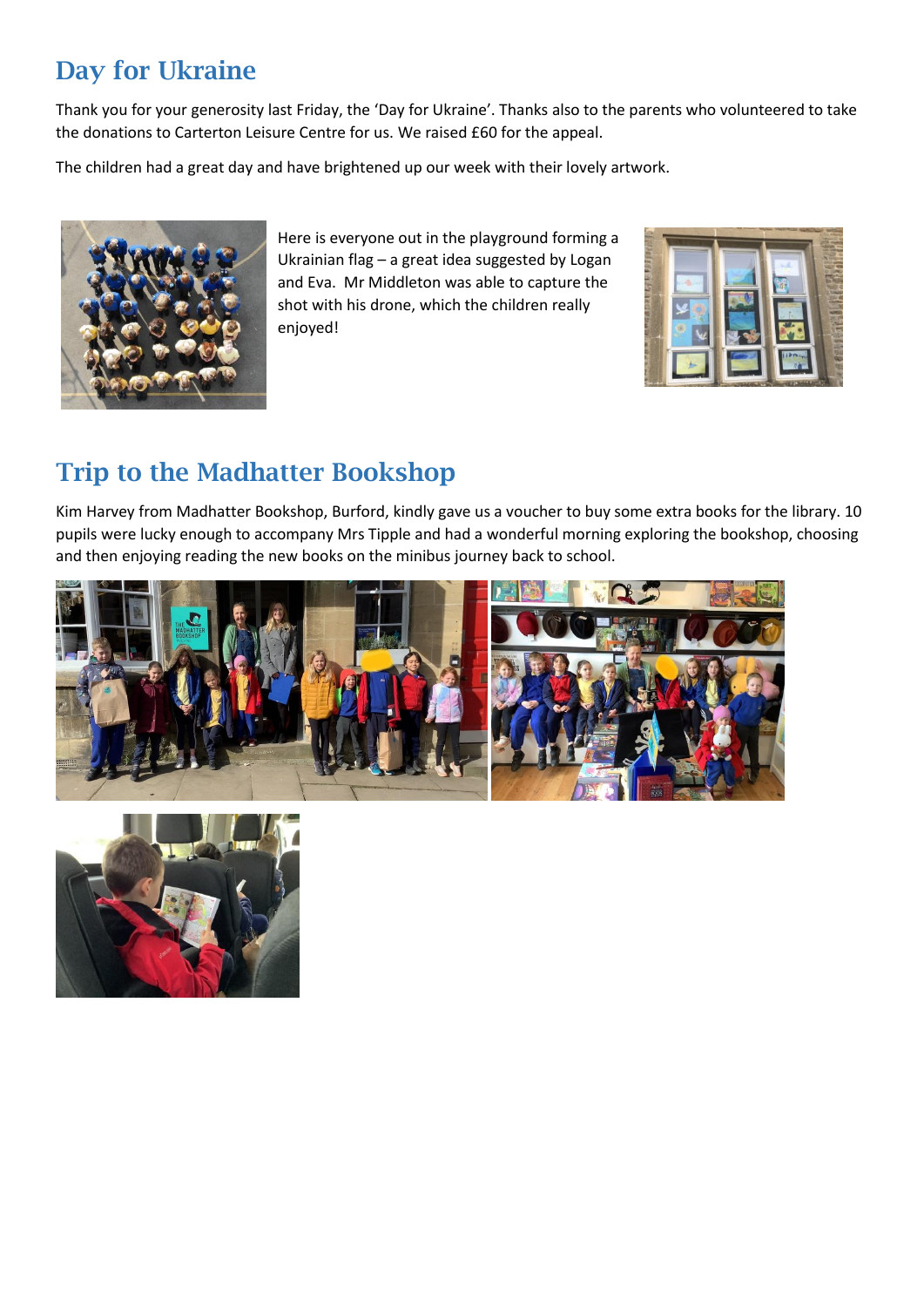## Day for Ukraine

Thank you for your generosity last Friday, the 'Day for Ukraine'. Thanks also to the parents who volunteered to take the donations to Carterton Leisure Centre for us. We raised £60 for the appeal.

The children had a great day and have brightened up our week with their lovely artwork.

Here is everyone out in the playground forming a Ukrainian flag – a great idea suggested by Logan and Eva. Mr Middleton was able to capture the shot with his drone, which the children really enjoyed!

## Trip to the Madhatter Bookshop

Kim Harvey from Madhatter Bookshop, Burford, kindly gave us a voucher to buy some extra books for the library. 10 pupils were lucky enough to accompany Mrs Tipple and had a wonderful morning exploring the bookshop, choosing and then enjoying reading the new books on the minibus journey back to school.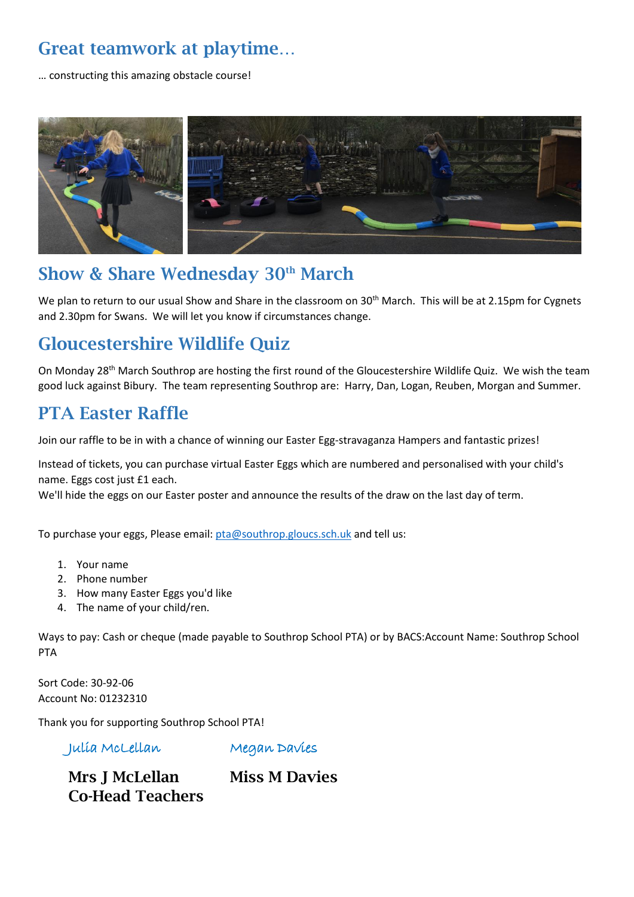## Great teamwork at playtime…

… constructing this amazing obstacle course!

## Show & Share Wednesday 30th March

We plan to return to our usual Show and Share in the classroom on 30th March. This will be at 2.15pm for Cygnets and 2.30pm for Swans. We will let you know if circumstances change.

## Gloucestershire Wildlife Quiz

On Monday 28th March Southrop are hosting the first round of the Gloucestershire Wildlife Quiz. We wish the team good luck against Bibury. The team representing Southrop are: Harry, Dan, Logan, Reuben, Morgan and Summer.

## PTA Easter Raffle

Join our raffle to be in with a chance of winning our Easter Egg-stravaganza Hampers and fantastic prizes!

Instead of tickets, you can purchase virtual Easter Eggs which are numbered and personalised with your child's name. Eggs cost just £1 each.
We'll hide the eggs on our Easter poster and announce the results of the draw on the last day of term.

To purchase your eggs, Please email: pta@southrop.gloucs.sch.uk and tell us:

1. Your name
2. Phone number
3. How many Easter Eggs you'd like
4. The name of your child/ren.

Ways to pay: Cash or cheque (made payable to Southrop School PTA) or by BACS:Account Name: Southrop School PTA

Sort Code: 30-92-06
Account No: 01232310

Thank you for supporting Southrop School PTA!

Julia McLellan — Megan Davies

**Mrs J McLellan** — **Miss M Davies**
**Co-Head Teachers**